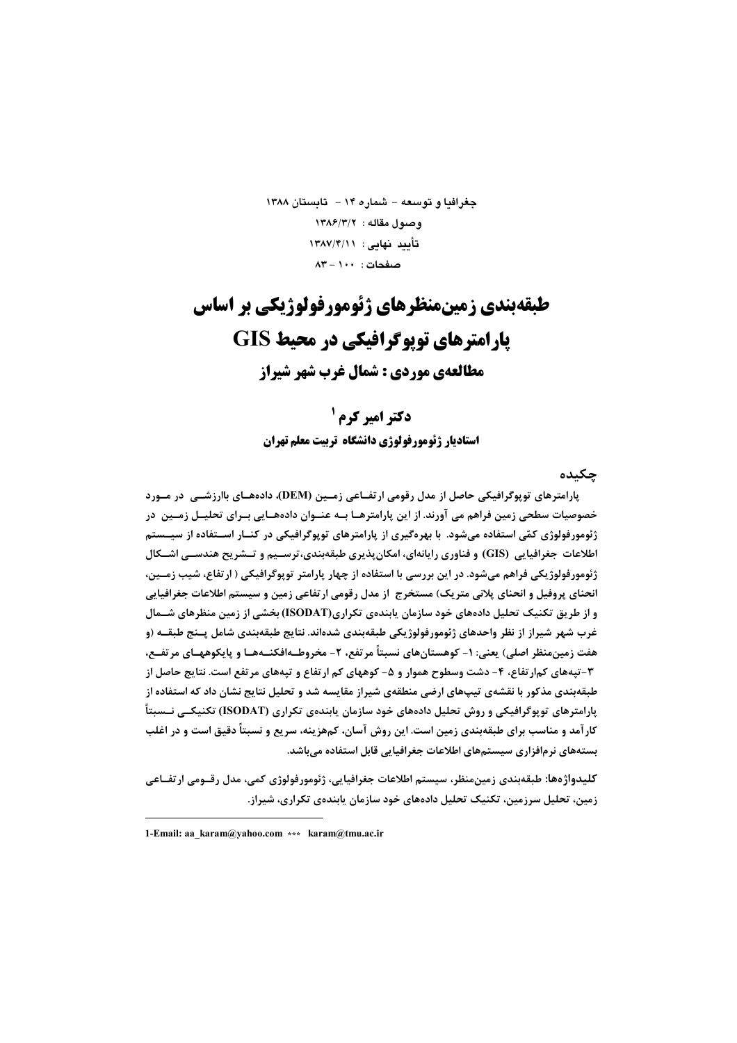جغرافیا و توسعه - شماره ۱۴ - تابستان ۱۳۸۸
وصول مقاله : ۱۳۸۶/۳/۲
تأیید نهایی : ۱۳۸۷/۴/۱۱
صفحات : ۱۰۰ - ۸۳

# طبقه‌بندی زمین‌منظرهای ژئومورفولوژیکی بر اساس پارامترهای توپوگرافیکی در محیط GIS

## مطالعه‌ی موردی : شمال غرب شهر شیراز

**دکتر امیر کرم [1]**

**استادیار ژئومورفولوژی دانشگاه تربیت معلم تهران**

### چکیده

پارامترهای توپوگرافیکی حاصل از مدل رقومی ارتفاعی زمین (DEM)، داده‌های باارزشی در مورد خصوصیات سطحی زمین فراهم می آورند. از این پارامترها به عنوان داده‌هایی برای تحلیل زمین در ژئومورفولوژی کمّی استفاده می‌شود. با بهره‌گیری از پارامترهای توپوگرافیکی در کنار استفاده از سیستم اطلاعات جغرافیایی (GIS) و فناوری رایانه‌ای، امکان‌پذیری طبقه‌بندی،ترسیم و تشریح هندسی اشکال ژئومورفولوژیکی فراهم می‌شود. در این بررسی با استفاده از چهار پارامتر توپوگرافیکی ( ارتفاع، شیب زمین، انحنای پروفیل و انحنای پلانی متریک) مستخرج از مدل رقومی ارتفاعی زمین و سیستم اطلاعات جغرافیایی و از طریق تکنیک تحلیل داده‌های خود سازمان یابنده‌ی تکراری(ISODAT) بخشی از زمین منظرهای شمال غرب شهر شیراز از نظر واحدهای ژئومورفولوژیکی طبقه‌بندی شده‌اند. نتایج طبقه‌بندی شامل پنج طبقه (و هفت زمین‌منظر اصلی) یعنی: ۱- کوهستان‌های نسبتاً مرتفع، ۲- مخروطه‌افکنه‌ها و پایکوههای مرتفع، ۳-تپه‌های کم‌ارتفاع، ۴- دشت وسطوح هموار و ۵- کوههای کم ارتفاع و تپه‌های مرتفع است. نتایج حاصل از طبقه‌بندی مذکور با نقشه‌ی تیپ‌های ارضی منطقه‌ی شیراز مقایسه شد و تحلیل نتایج نشان داد که استفاده از پارامترهای توپوگرافیکی و روش تحلیل داده‌های خود سازمان یابنده‌ی تکراری (ISODAT) تکنیکی نسبتاً کارآمد و مناسب برای طبقه‌بندی زمین است. این روش آسان، کم‌هزینه، سریع و نسبتاً دقیق است و در اغلب بسته‌های نرم‌افزاری سیستم‌های اطلاعات جغرافیایی قابل استفاده می‌باشد.

**کلیدواژه‌ها:** طبقه‌بندی زمین‌منظر، سیستم اطلاعات جغرافیایی، ژئومورفولوژی کمی، مدل رقومی ارتفاعی زمین، تحلیل سرزمین، تکنیک تحلیل داده‌های خود سازمان یابنده‌ی تکراری، شیراز.

---

1-Email: aa_karam@yahoo.com *** karam@tmu.ac.ir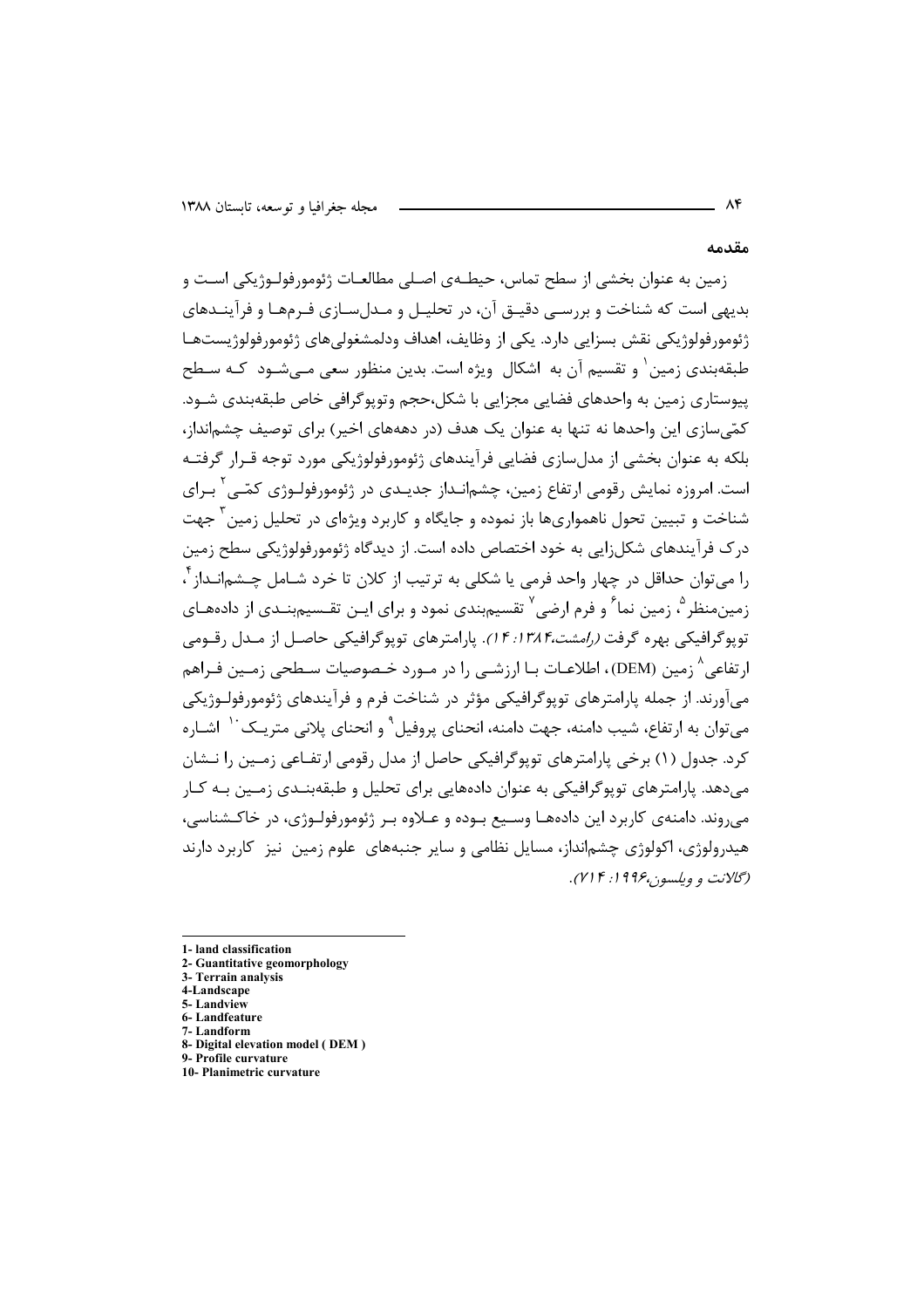## مقدمه

زمین به عنوان بخشی از سطح تماس، حیطه‌ی اصلی مطالعات ژئومورفولوژیکی است و بدیهی است که شناخت و بررسی دقیق آن، در تحلیل و مدل‌سازی فرم‌ها و فرآیندهای ژئومورفولوژیکی نقش بسزایی دارد. یکی از وظایف، اهداف ودلمشغولی‌های ژئومورفولوژیست‌ها طبقه‌بندی زمین[1] و تقسیم آن به اشکال ویژه است. بدین منظور سعی می‌شود که سطح پیوستاری زمین به واحدهای فضایی مجزایی با شکل،حجم وتوپوگرافی خاص طبقه‌بندی شود. کمّی‌سازی این واحدها نه تنها به عنوان یک هدف (در دهه‌های اخیر) برای توصیف چشم‌انداز، بلکه به عنوان بخشی از مدل‌سازی فضایی فرآیندهای ژئومورفولوژیکی مورد توجه قرار گرفته است. امروزه نمایش رقومی ارتفاع زمین، چشم‌انداز جدیدی در ژئومورفولوژی کمّی[2] برای شناخت و تبیین تحول ناهمواری‌ها باز نموده و جایگاه و کاربرد ویژه‌ای در تحلیل زمین[3] جهت درک فرآیندهای شکل‌زایی به خود اختصاص داده است. از دیدگاه ژئومورفولوژیکی سطح زمین را می‌توان حداقل در چهار واحد فرمی یا شکلی به ترتیب از کلان تا خرد شامل چشم‌انداز[4]، زمین‌منظر[5]، زمین نما[6] و فرم ارضی[7] تقسیم‌بندی نمود و برای این تقسیم‌بندی از داده‌های توپوگرافیکی بهره گرفت *(رامشت،۱۳۸۴: ۱۴)*. پارامترهای توپوگرافیکی حاصل از مدل رقومی ارتفاعی[8] زمین (DEM)، اطلاعات با ارزشی را در مورد خصوصیات سطحی زمین فراهم می‌آورند. از جمله پارامترهای توپوگرافیکی مؤثر در شناخت فرم و فرآیندهای ژئومورفولوژیکی می‌توان به ارتفاع، شیب دامنه، جهت دامنه، انحنای پروفیل[9] و انحنای پلانی متریک[10] اشاره کرد. جدول (۱) برخی پارامترهای توپوگرافیکی حاصل از مدل رقومی ارتفاعی زمین را نشان می‌دهد. پارامترهای توپوگرافیکی به عنوان داده‌هایی برای تحلیل و طبقه‌بندی زمین به کار می‌روند. دامنه‌ی کاربرد این داده‌ها وسیع بوده و علاوه بر ژئومورفولوژی، در خاک‌شناسی، هیدرولوژی، اکولوژی چشم‌انداز، مسایل نظامی و سایر جنبه‌های علوم زمین نیز کاربرد دارند *(گالانت و ویلسون،۱۹۹۶: ۷۱۴)*.

---

1- land classification
2- Guantitative geomorphology
3- Terrain analysis
4-Landscape
5- Landview
6- Landfeature
7- Landform
8- Digital elevation model ( DEM )
9- Profile curvature
10- Planimetric curvature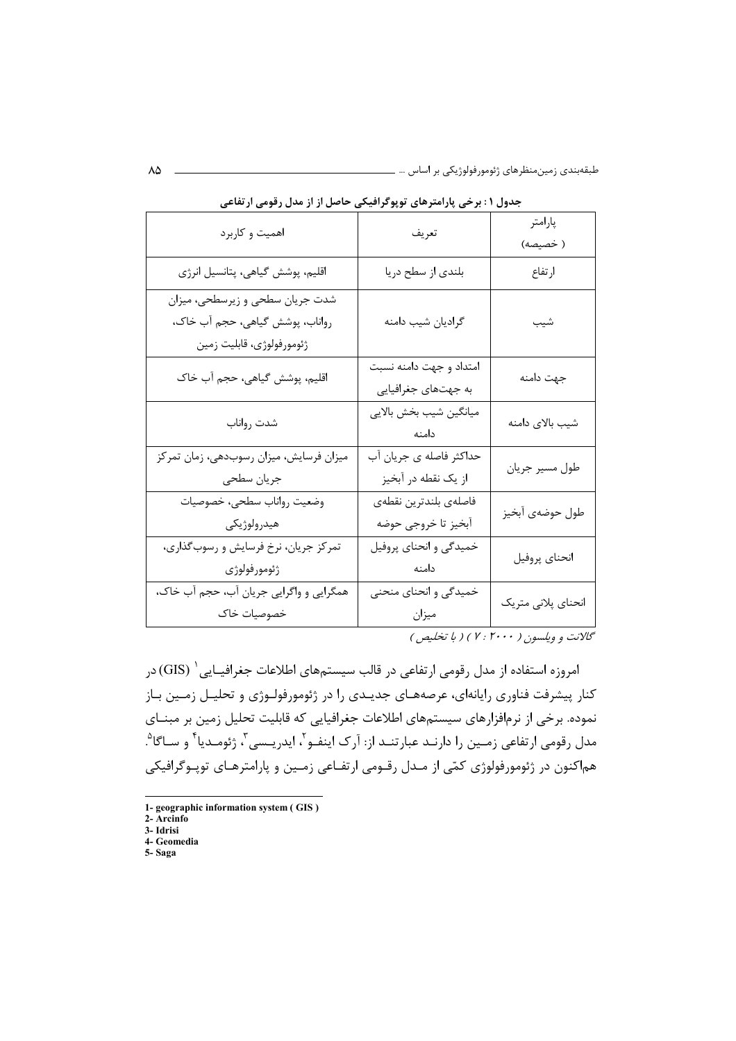**جدول ۱ : برخی پارامترهای توپوگرافیکی حاصل از از مدل رقومی ارتفاعی**

| پارامتر ( خصیصه) | تعریف | اهمیت و کاربرد |
|---|---|---|
| ارتفاع | بلندی از سطح دریا | اقلیم، پوشش گیاهی، پتانسیل انرژی |
| شیب | گرادیان شیب دامنه | شدت جریان سطحی و زیرسطحی، میزان رواناب، پوشش گیاهی، حجم آب خاک، ژئومورفولوژی، قابلیت زمین |
| جهت دامنه | امتداد و جهت دامنه نسبت به جهت‌های جغرافیایی | اقلیم، پوشش گیاهی، حجم آب خاک |
| شیب بالای دامنه | میانگین شیب بخش بالایی دامنه | شدت رواناب |
| طول مسیر جریان | حداکثر فاصله ی جریان آب از یک نقطه در آبخیز | میزان فرسایش، میزان رسوب‌دهی، زمان تمرکز جریان سطحی |
| طول حوضه‌ی آبخیز | فاصله‌ی بلندترین نقطه‌ی آبخیز تا خروجی حوضه | وضعیت رواناب سطحی، خصوصیات هیدرولوژیکی |
| انحنای پروفیل | خمیدگی و انحنای پروفیل دامنه | تمرکز جریان، نرخ فرسایش و رسوب‌گذاری، ژئومورفولوژی |
| انحنای پلانی متریک | خمیدگی و انحنای منحنی میزان | همگرایی و واگرایی جریان آب، حجم آب خاک، خصوصیات خاک |

*گالانت و ویلسون ( ۲۰۰۰ : ۷ ) ( با تخلیص )*

امروزه استفاده از مدل رقومی ارتفاعی در قالب سیستم‌های اطلاعات جغرافیایی[1] (GIS) در کنار پیشرفت فناوری رایانه‌ای، عرصه‌های جدیدی را در ژئومورفولوژی و تحلیل زمین باز نموده. برخی از نرم‌افزارهای سیستم‌های اطلاعات جغرافیایی که قابلیت تحلیل زمین بر مبنای مدل رقومی ارتفاعی زمین را دارند عبارتند از: آرک اینفو[2]، ایدریسی[3]، ژئومدیا[4] و ساگا[5]. هم‌اکنون در ژئومورفولوژی کمّی از مدل رقومی ارتفاعی زمین و پارامترهای توپوگرافیکی

---

1- geographic information system ( GIS )
2- Arcinfo
3- Idrisi
4- Geomedia
5- Saga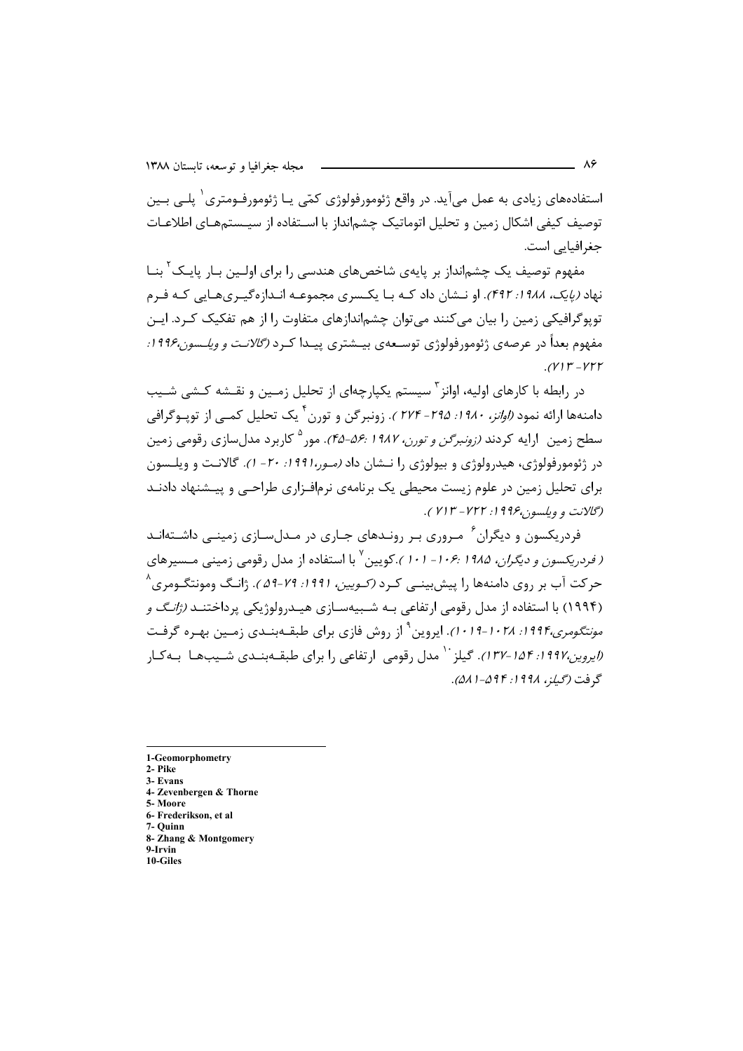استفاده‌های زیادی به عمل می‌آید. در واقع ژئومورفولوژی کمّی یا ژئومورفومتری[1] پلی بین توصیف کیفی اشکال زمین و تحلیل اتوماتیک چشم‌انداز با استفاده از سیستم‌های اطلاعات جغرافیایی است.

مفهوم توصیف یک چشم‌انداز بر پایه‌ی شاخص‌های هندسی را برای اولین بار پایک[2] بنا نهاد *(پایک، ۱۹۸۸: ۴۹۲)*. او نشان داد که با یکسری مجموعه اندازه‌گیری‌هایی که فرم توپوگرافیکی زمین را بیان می‌کنند می‌توان چشم‌اندازهای متفاوت را از هم تفکیک کرد. این مفهوم بعداً در عرصه‌ی ژئومورفولوژی توسعه‌ی بیشتری پیدا کرد *(گالانت و ویلسون،۱۹۹۶: ۷۱۳-۷۲۲)*.

در رابطه با کارهای اولیه، اوانز[3] سیستم یکپارچه‌ای از تحلیل زمین و نقشه کشی شیب دامنه‌ها ارائه نمود *(اوانز، ۱۹۸۰: ۲۹۵- ۲۷۴ )*. زونبرگن و تورن[4] یک تحلیل کمی از توپوگرافی سطح زمین ارایه کردند *(زونبرگن و تورن، ۱۹۸۷ :۵۶-۴۵)*. مور[5] کاربرد مدل‌سازی رقومی زمین در ژئومورفولوژی، هیدرولوژی و بیولوژی را نشان داد *(مور،۱۹۹۱: ۲۰- ۱)*. گالانت و ویلسون برای تحلیل زمین در علوم زیست محیطی یک برنامه‌ی نرم‌افزاری طراحی و پیشنهاد دادند *(گالانت و ویلسون،۱۹۹۶: ۷۲۲- ۷۱۳ )*.

فردریکسون و دیگران[6] مروری بر روندهای جاری در مدل‌سازی زمینی داشته‌اند *( فردریکسون و دیگران، ۱۹۸۵ :۱۰۶- ۱۰۱ )*.کویین[7] با استفاده از مدل رقومی زمینی مسیرهای حرکت آب بر روی دامنه‌ها را پیش‌بینی کرد *(کویین، ۱۹۹۱: ۷۹-۵۹ )*. ژانگ ومونتگومری[8] (۱۹۹۴) با استفاده از مدل رقومی ارتفاعی به شبیه‌سازی هیدرولوژیکی پرداختند *(ژانگ و مونتگومری،۱۹۹۴: ۱۰۲۸-۱۰۱۹)*. ایروین[9] از روش فازی برای طبقه‌بندی زمین بهره گرفت *(ایروین،۱۹۹۷: ۱۵۴-۱۳۷)*. گیلز[10] مدل رقومی ارتفاعی را برای طبقه‌بندی شیب‌ها به‌کار گرفت *(گیلز، ۱۹۹۸: ۵۹۴-۵۸۱)*.

---

1-Geomorphometry
2- Pike
3- Evans
4- Zevenbergen & Thorne
5- Moore
6- Frederikson, et al
7- Quinn
8- Zhang & Montgomery
9-Irvin
10-Giles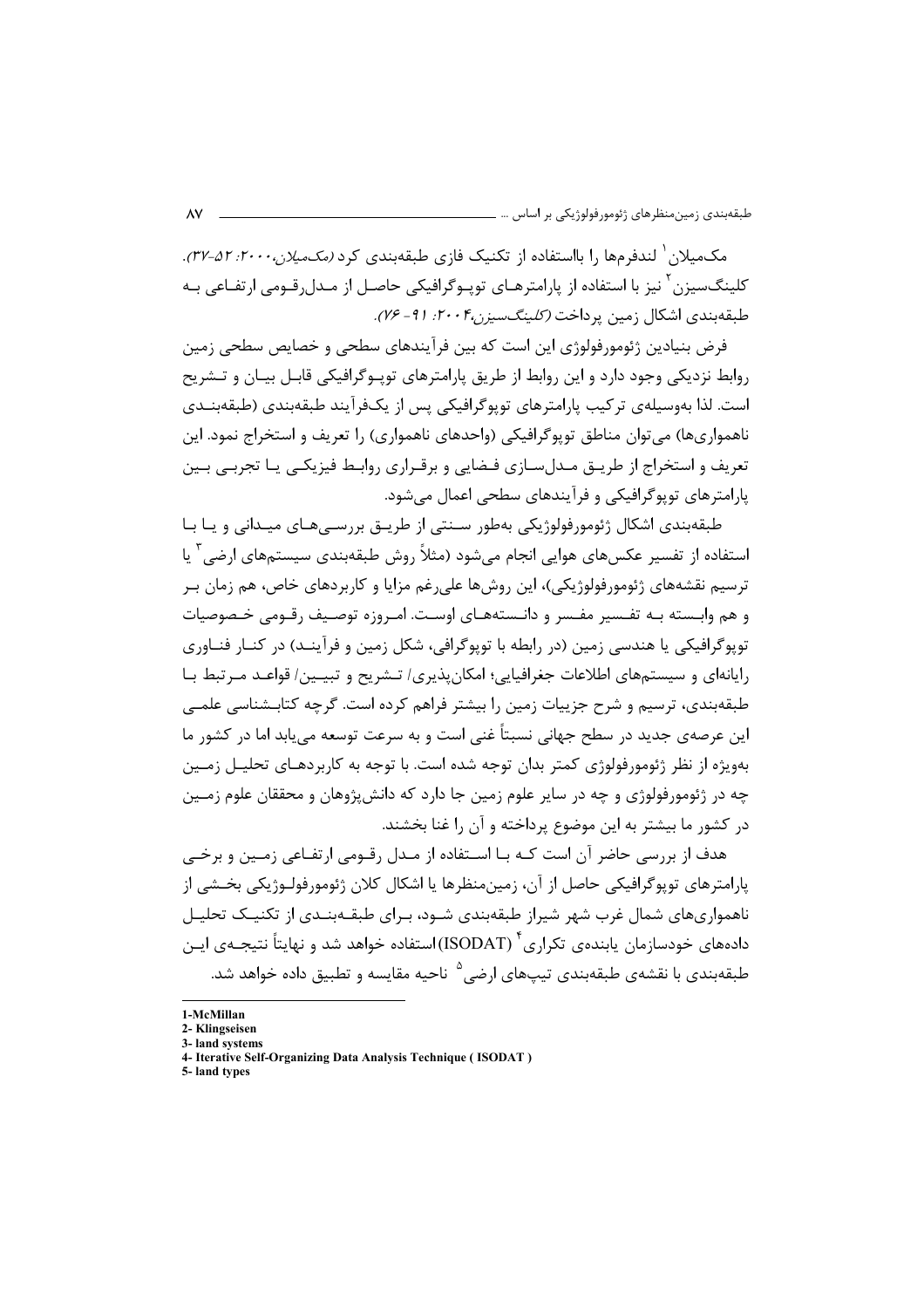مک‌میلان[1] لندفرم‌ها را بااستفاده از تکنیک فازی طبقه‌بندی کرد *(مک‌میلان، ۲۰۰۰: ۵۲-۳۷)*. کلینگ‌سیزن[2] نیز با استفاده از پارامترهای توپوگرافیکی حاصل از مدل‌رقومی ارتفاعی به طبقه‌بندی اشکال زمین پرداخت *(کلینگ‌سیزن، ۲۰۰۴: ۹۱-۷۶)*.

فرض بنیادین ژئومورفولوژی این است که بین فرآیندهای سطحی و خصایص سطحی زمین روابط نزدیکی وجود دارد و این روابط از طریق پارامترهای توپوگرافیکی قابل بیان و تشریح است. لذا به‌وسیله‌ی ترکیب پارامترهای توپوگرافیکی پس از یک‌فرآیند طبقه‌بندی (طبقه‌بندی ناهمواری‌ها) می‌توان مناطق توپوگرافیکی (واحدهای ناهمواری) را تعریف و استخراج نمود. این تعریف و استخراج از طریق مدل‌سازی فضایی و برقراری روابط فیزیکی یا تجربی بین پارامترهای توپوگرافیکی و فرآیندهای سطحی اعمال می‌شود.

طبقه‌بندی اشکال ژئومورفولوژیکی به‌طور سنتی از طریق بررسی‌های میدانی و یا با استفاده از تفسیر عکس‌های هوایی انجام می‌شود (مثلاً روش طبقه‌بندی سیستم‌های ارضی[3] یا ترسیم نقشه‌های ژئومورفولوژیکی)، این روش‌ها علی‌رغم مزایا و کاربردهای خاص، هم زمان بر و هم وابسته به تفسیر مفسر و دانسته‌های اوست. امروزه توصیف رقومی خصوصیات توپوگرافیکی یا هندسی زمین (در رابطه با توپوگرافی، شکل زمین و فرآیند) در کنار فناوری رایانه‌ای و سیستم‌های اطلاعات جغرافیایی؛ امکان‌پذیری/ تشریح و تبیین/ قواعد مرتبط با طبقه‌بندی، ترسیم و شرح جزییات زمین را بیشتر فراهم کرده است. گرچه کتابشناسی علمی این عرصه‌ی جدید در سطح جهانی نسبتاً غنی است و به سرعت توسعه می‌یابد اما در کشور ما به‌ویژه از نظر ژئومورفولوژی کمتر بدان توجه شده است. با توجه به کاربردهای تحلیل زمین چه در ژئومورفولوژی و چه در سایر علوم زمین جا دارد که دانش‌پژوهان و محققان علوم زمین در کشور ما بیشتر به این موضوع پرداخته و آن را غنا بخشند.

هدف از بررسی حاضر آن است که با استفاده از مدل رقومی ارتفاعی زمین و برخی پارامترهای توپوگرافیکی حاصل از آن، زمین‌منظرها یا اشکال کلان ژئومورفولوژیکی بخشی از ناهمواری‌های شمال غرب شهر شیراز طبقه‌بندی شود، برای طبقه‌بندی از تکنیک تحلیل داده‌های خودسازمان یابنده‌ی تکراری[4] (ISODAT) استفاده خواهد شد و نهایتاً نتیجه‌ی این طبقه‌بندی با نقشه‌ی طبقه‌بندی تیپ‌های ارضی[5] ناحیه مقایسه و تطبیق داده خواهد شد.

---

1-McMillan
2- Klingseisen
3- land systems
4- Iterative Self-Organizing Data Analysis Technique ( ISODAT )
5- land types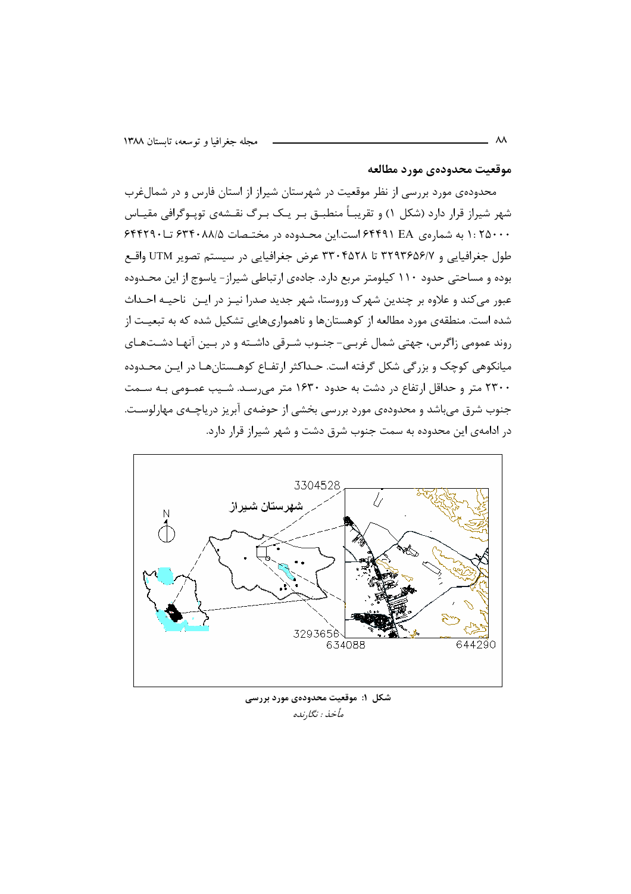## موقعیت محدوده‌ی مورد مطالعه

محدوده‌ی مورد بررسی از نظر موقعیت در شهرستان شیراز از استان فارس و در شمال‌غرب شهر شیراز قرار دارد (شکل ۱) و تقریباً منطبق بر یک برگ نقشه‌ی توپوگرافی مقیاس ۱: ۲۵۰۰۰ به شماره‌ی EA ۶۴۴۹۱ است.این محدوده در مختصات ۶۳۴۰۸۸/۵ تا ۶۴۴۲۹۰ طول جغرافیایی و ۳۲۹۳۶۵۶/۷ تا ۳۳۰۴۵۲۸ عرض جغرافیایی در سیستم تصویر UTM واقع بوده و مساحتی حدود ۱۱۰ کیلومتر مربع دارد. جاده‌ی ارتباطی شیراز- یاسوج از این محدوده عبور می‌کند و علاوه بر چندین شهرک وروستا، شهر جدید صدرا نیز در این ناحیه احداث شده است. منطقه‌ی مورد مطالعه از کوهستان‌ها و ناهمواری‌هایی تشکیل شده که به تبعیت از روند عمومی زاگرس، جهتی شمال غربی- جنوب شرقی داشته و در بین آنها دشت‌های میانکوهی کوچک و بزرگی شکل گرفته است. حداکثر ارتفاع کوهستان‌ها در این محدوده ۲۳۰۰ متر و حداقل ارتفاع در دشت به حدود ۱۶۳۰ متر می‌رسد. شیب عمومی به سمت جنوب شرق می‌باشد و محدوده‌ی مورد بررسی بخشی از حوضه‌ی آبریز دریاچه‌ی مهارلوست. در ادامه‌ی این محدوده به سمت جنوب شرق دشت و شهر شیراز قرار دارد.

**شکل ۱: موقعیت محدوده‌ی مورد بررسی**

*مأخذ: نگارنده*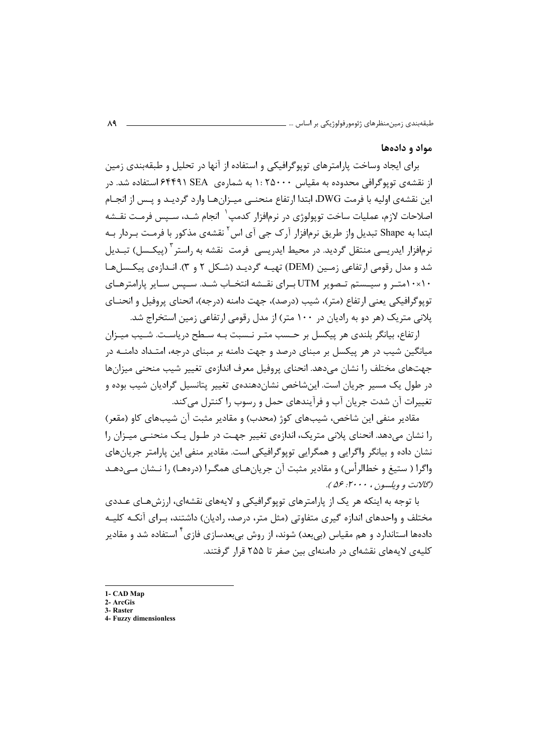## مواد و داده‌ها

برای ایجاد وساخت پارامترهای توپوگرافیکی و استفاده از آنها در تحلیل و طبقه‌بندی زمین از نقشه‌ی توپوگرافی محدوده به مقیاس ۱: ۲۵۰۰۰ به شماره‌ی SEA ۶۴۴۹۱ استفاده شد. در این نقشه‌ی اولیه با فرمت DWG، ابتدا ارتفاع منحنـی میـزان‌هـا وارد گردیـد و پـس از انجـام اصلاحات لازم، عملیات ساخت توپولوژی در نرم‌افزار کدمپ[1] انجام شـد، سـپس فرمـت نقـشه ابتدا به Shape تبدیل واز طریق نرم‌افزار آرک جی آی اس[2] نقشه‌ی مذکور با فرمـت بـردار بـه نرم‌افزار ایدریسی منتقل گردید. در محیط ایدریسی فرمت نقشه به راستر[3] (پیکـسل) تبـدیل شد و مدل رقومی ارتفاعی زمـین (DEM) تهیـه گردیـد (شـکل ۲ و ۳). انـدازه‌ی پیکـسل‌هـا ۱۰×۱۰متـر و سیـستم تـصویر UTM بـرای نقـشه انتخـاب شـد. سـپس سـایر پارامترهـای توپوگرافیکی یعنی ارتفاع (متر)، شیب (درصد)، جهت دامنه (درجه)، انحنای پروفیل و انحنـای پلانی متریک (هر دو به رادیان در ۱۰۰ متر) از مدل رقومی ارتفاعی زمین استخراج شد.

ارتفاع، بیانگر بلندی هر پیکسل بر حـسب متـر نـسبت بـه سـطح دریاسـت. شـیب میـزان میانگین شیب در هر پیکسل بر مبنای درصد و جهت دامنه بر مبنای درجه، امتـداد دامنـه در جهت‌های مختلف را نشان می‌دهد. انحنای پروفیل معرف اندازه‌ی تغییر شیب منحنی میزان‌ها در طول یک مسیر جریان است. این‌شاخص نشان‌دهنده‌ی تغییر پتانسیل گرادیان شیب بوده و تغییرات آن شدت جریان آب و فرآیندهای حمل و رسوب را کنترل می‌کند.

مقادیر منفی این شاخص، شیب‌های کوژ (محدب) و مقادیر مثبت آن شیب‌های کاو (مقعر) را نشان می‌دهد. انحنای پلانی متریک، اندازه‌ی تغییر جهـت در طـول یـک منحنـی میـزان را نشان داده و بیانگر واگرایی و همگرایی توپوگرافیکی است. مقادیر منفی این پارامتر جریان‌های واگرا ( ستیغ و خط‌الرأس) و مقادیر مثبت آن جریان‌هـای همگـرا (دره‌هـا) را نـشان مـی‌دهـد *(گالانت و ویلسون، ۲۰۰۰: ۵۶ )*.

با توجه به اینکه هر یک از پارامترهای توپوگرافیکی و لایه‌های نقشه‌ای، ارزش‌هـای عـددی مختلف و واحدهای اندازه گیری متفاوتی (مثل متر، درصد، رادیان) داشتند، بـرای آنکـه کلیـه داده‌ها استاندارد و هم مقیاس (بی‌بعد) شوند، از روش بی‌بعدسازی فازی[4] استفاده شد و مقادیر کلیه‌ی لایه‌های نقشه‌ای در دامنه‌ای بین صفر تا ۲۵۵ قرار گرفتند.

---

1- CAD Map
2- ArcGis
3- Raster
4- Fuzzy dimensionless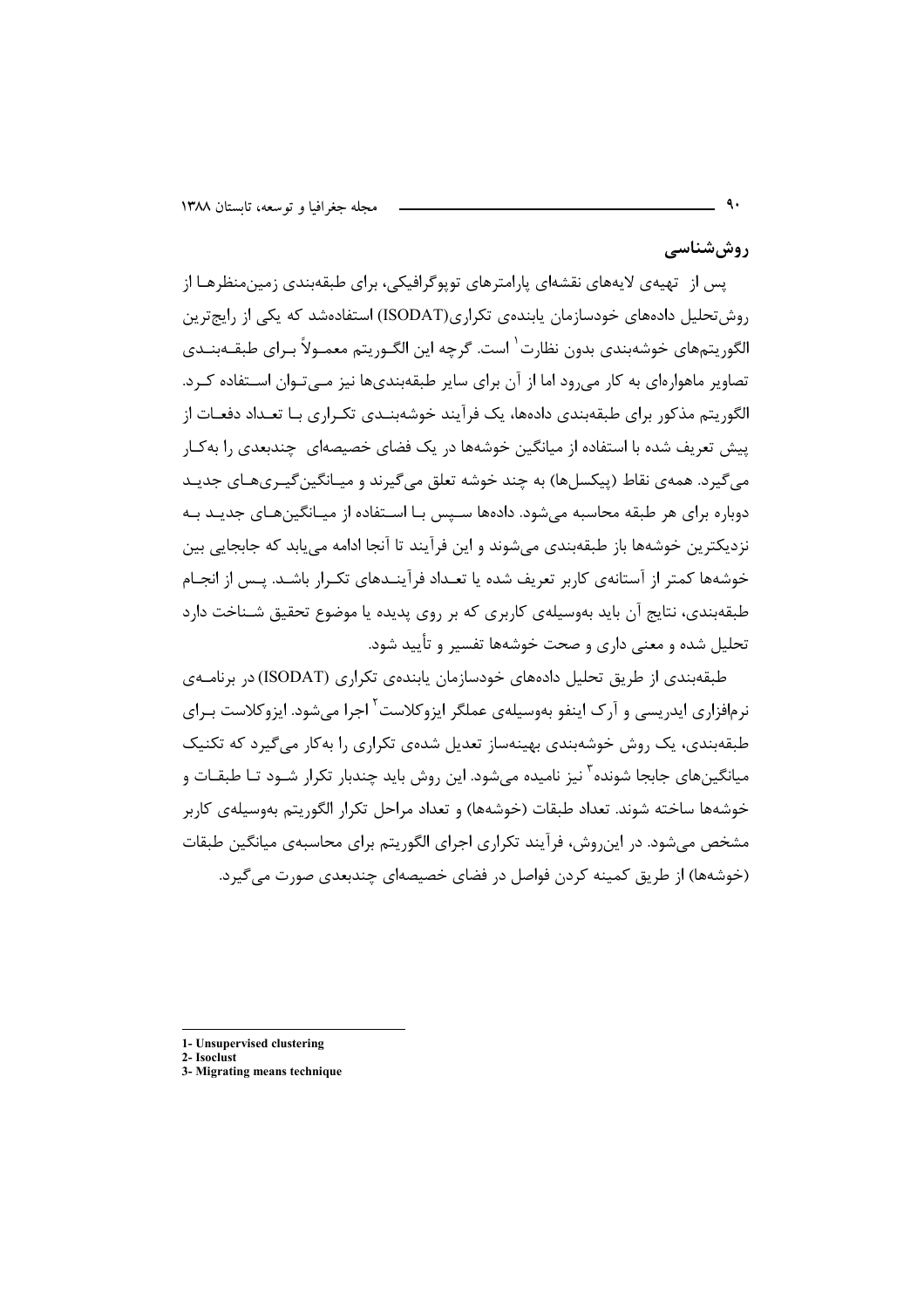## روش‌شناسی

پس از تهیه‌ی لایه‌های نقشه‌ای پارامترهای توپوگرافیکی، برای طبقه‌بندی زمین‌منظرها از روش‌تحلیل داده‌های خودسازمان یابنده‌ی تکراری(ISODAT) استفاده‌شد که یکی از رایج‌ترین الگوریتم‌های خوشه‌بندی بدون نظارت[1] است. گرچه این الگوریتم معمولاً برای طبقه‌بندی تصاویر ماهواره‌ای به کار می‌رود اما از آن برای سایر طبقه‌بندی‌ها نیز می‌توان استفاده کرد. الگوریتم مذکور برای طبقه‌بندی داده‌ها، یک فرآیند خوشه‌بندی تکراری با تعداد دفعات از پیش تعریف شده با استفاده از میانگین خوشه‌ها در یک فضای خصیصه‌ای چندبعدی را به‌کار می‌گیرد. همه‌ی نقاط (پیکسل‌ها) به چند خوشه تعلق می‌گیرند و میانگین‌گیری‌های جدید دوباره برای هر طبقه محاسبه می‌شود. داده‌ها سپس با استفاده از میانگین‌های جدید به نزدیکترین خوشه‌ها باز طبقه‌بندی می‌شوند و این فرآیند تا آنجا ادامه می‌یابد که جابجایی بین خوشه‌ها کمتر از آستانه‌ی کاربر تعریف شده یا تعداد فرآیندهای تکرار باشد. پس از انجام طبقه‌بندی، نتایج آن باید به‌وسیله‌ی کاربری که بر روی پدیده یا موضوع تحقیق شناخت دارد تحلیل شده و معنی داری و صحت خوشه‌ها تفسیر و تأیید شود.

طبقه‌بندی از طریق تحلیل داده‌های خودسازمان یابنده‌ی تکراری (ISODAT) در برنامه‌ی نرم‌افزاری ایدریسی و آرک اینفو به‌وسیله‌ی عملگر ایزوکلاست[2] اجرا می‌شود. ایزوکلاست برای طبقه‌بندی، یک روش خوشه‌بندی بهینه‌ساز تعدیل شده‌ی تکراری را به‌کار می‌گیرد که تکنیک میانگین‌های جابجا شونده[3] نیز نامیده می‌شود. این روش باید چندبار تکرار شود تا طبقات و خوشه‌ها ساخته شوند. تعداد طبقات (خوشه‌ها) و تعداد مراحل تکرار الگوریتم به‌وسیله‌ی کاربر مشخص می‌شود. در این‌روش، فرآیند تکراری اجرای الگوریتم برای محاسبه‌ی میانگین طبقات (خوشه‌ها) از طریق کمینه کردن فواصل در فضای خصیصه‌ای چندبعدی صورت می‌گیرد.

---

1- Unsupervised clustering
2- Isoclust
3- Migrating means technique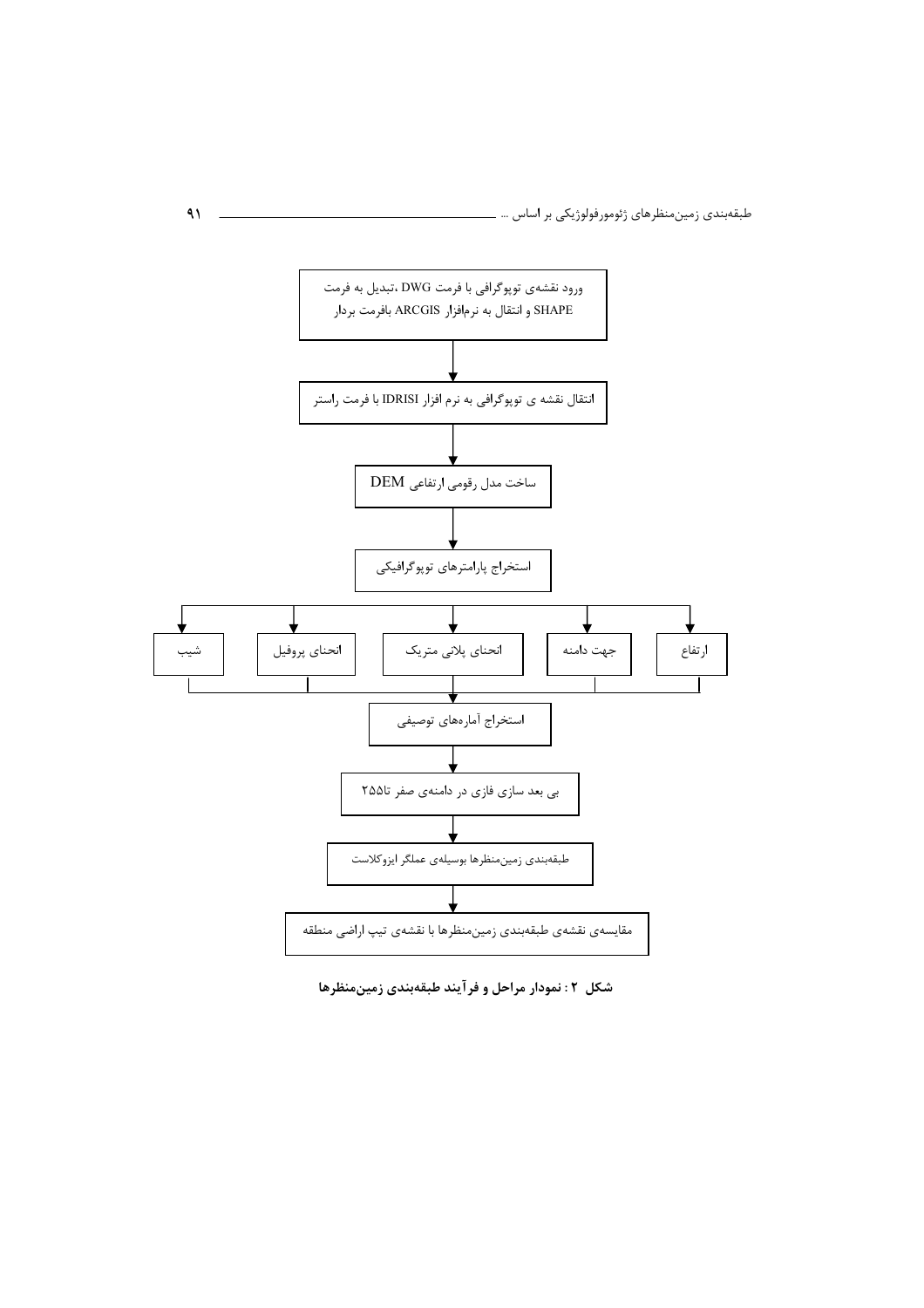ورود نقشه‌ی توپوگرافی با فرمت DWG ،تبدیل به فرمت SHAPE و انتقال به نرم‌افزار ARCGIS بافرمت بردار

↓

انتقال نقشه ی توپوگرافی به نرم افزار IDRISI با فرمت راستر

↓

ساخت مدل رقومی ارتفاعی DEM

↓

استخراج پارامترهای توپوگرافیکی

↓

| ارتفاع | جهت دامنه | انحنای پلانی متریک | انحنای پروفیل | شیب |
|---|---|---|---|---|

↓

استخراج آماره‌های توصیفی

↓

بی بعد سازی فازی در دامنه‌ی صفر تا۲۵۵

↓

طبقه‌بندی زمین‌منظرها بوسیله‌ی عملگر ایزوکلاست

↓

مقایسه‌ی نقشه‌ی طبقه‌بندی زمین‌منظرها با نقشه‌ی تیپ اراضی منطقه

**شکل ۲ : نمودار مراحل و فرآیند طبقه‌بندی زمین‌منظرها**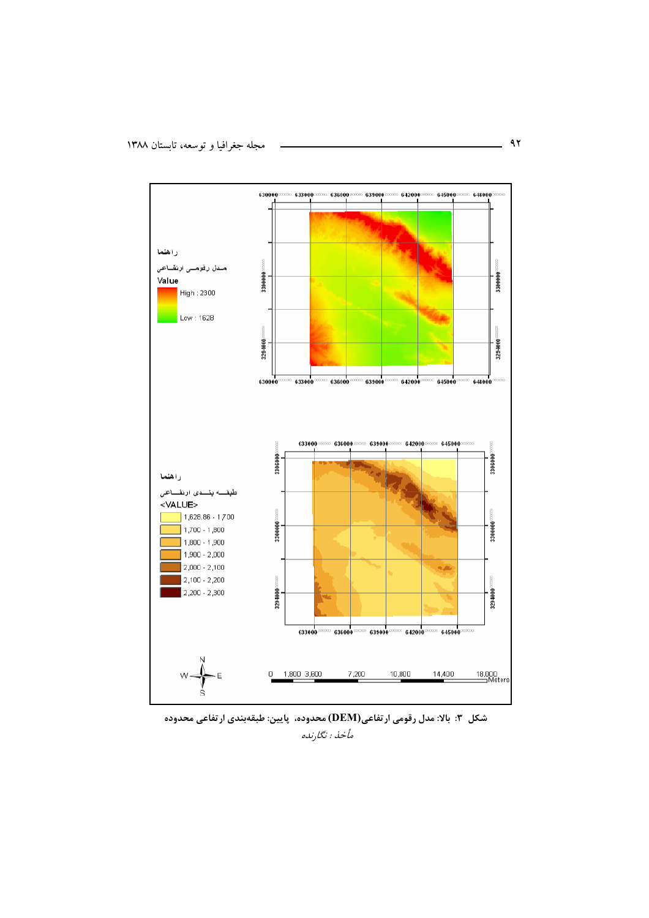راهنما

مدل رقومی ارتفاعی

Value

High : 2300

Low : 1628

راهنما

طبقه بندی ارتفاعی

<VALUE>

1,626.86 - 1,700

1,700 - 1,800

1,800 - 1,900

1,900 - 2,000

2,000 - 2,100

2,100 - 2,200

2,200 - 2,300

0 1,800 3,600 7,200 10,800 14,400 18,000 Meters

**شکل ۳: بالا: مدل رقومی ارتفاعی(DEM) محدوده، پایین: طبقه‌بندی ارتفاعی محدوده**

*مأخذ: نگارنده*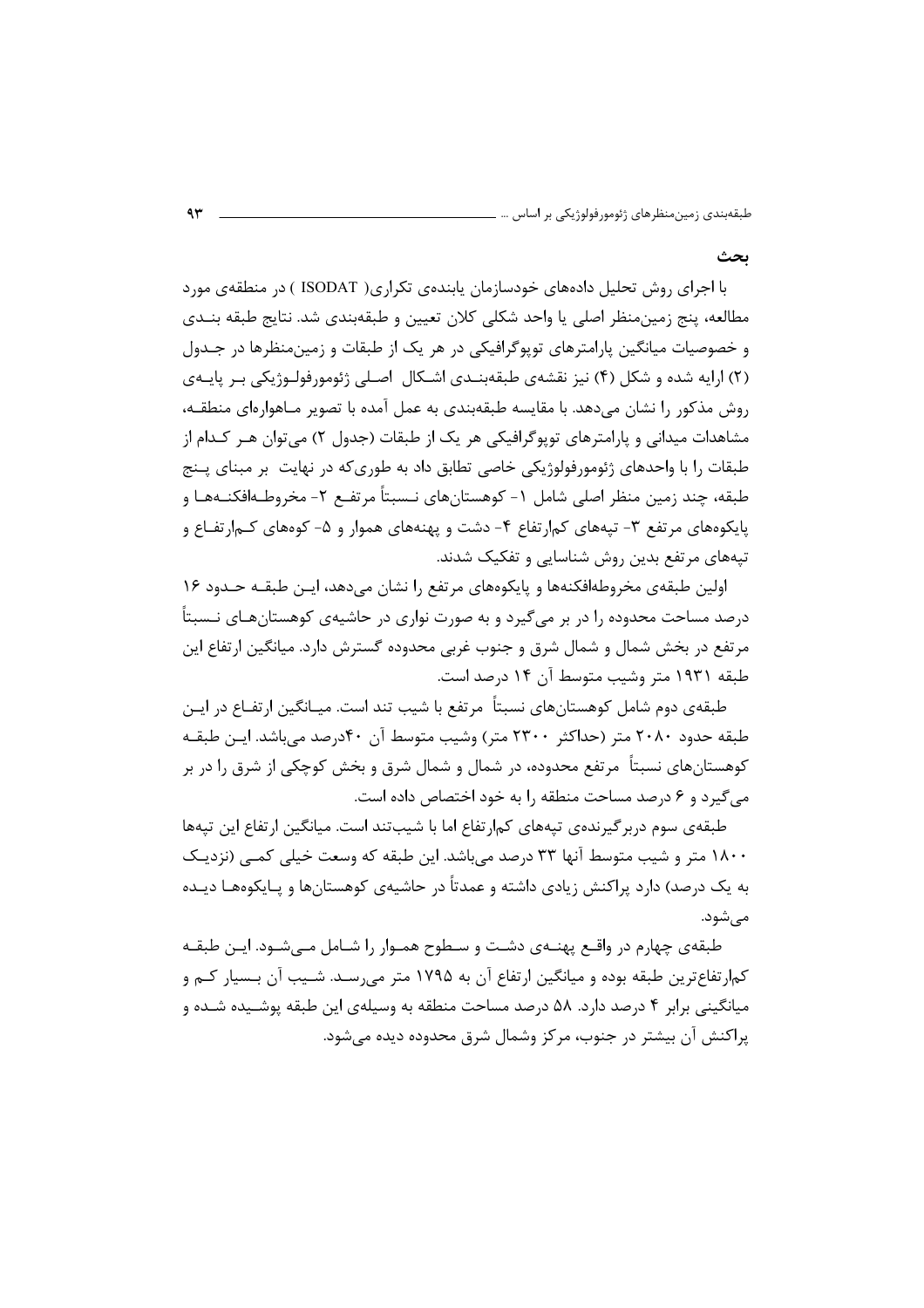## بحث

با اجرای روش تحلیل داده‌های خودسازمان یابنده‌ی تکراری( ISODAT ) در منطقه‌ی مورد مطالعه، پنج زمین‌منظر اصلی یا واحد شکلی کلان تعیین و طبقه‌بندی شد. نتایج طبقه بندی و خصوصیات میانگین پارامترهای توپوگرافیکی در هر یک از طبقات و زمین‌منظرها در جدول (۲) ارایه شده و شکل (۴) نیز نقشه‌ی طبقه‌بندی اشکال اصلی ژئومورفولوژیکی بر پایه‌ی روش مذکور را نشان می‌دهد. با مقایسه طبقه‌بندی به عمل آمده با تصویر ماهواره‌ای منطقه، مشاهدات میدانی و پارامترهای توپوگرافیکی هر یک از طبقات (جدول ۲) می‌توان هر کدام از طبقات را با واحدهای ژئومورفولوژیکی خاصی تطابق داد به طوری‌که در نهایت بر مبنای پنج طبقه، چند زمین منظر اصلی شامل ۱- کوهستان‌های نسبتاً مرتفع ۲- مخروطه‌افکنه‌ها و پایکوه‌های مرتفع ۳- تپه‌های کم‌ارتفاع ۴- دشت و پهنه‌های هموار و ۵- کوه‌های کم‌ارتفاع و تپه‌های مرتفع بدین روش شناسایی و تفکیک شدند.

اولین طبقه‌ی مخروطه‌افکنه‌ها و پایکوه‌های مرتفع را نشان می‌دهد، این طبقه حدود ۱۶ درصد مساحت محدوده را در بر می‌گیرد و به صورت نواری در حاشیه‌ی کوهستان‌های نسبتاً مرتفع در بخش شمال و شمال شرق و جنوب غربی محدوده گسترش دارد. میانگین ارتفاع این طبقه ۱۹۳۱ متر وشیب متوسط آن ۱۴ درصد است.

طبقه‌ی دوم شامل کوهستان‌های نسبتاً مرتفع با شیب تند است. میانگین ارتفاع در این طبقه حدود ۲۰۸۰ متر (حداکثر ۲۳۰۰ متر) وشیب متوسط آن ۴۰درصد می‌باشد. این طبقه کوهستان‌های نسبتاً مرتفع محدوده، در شمال و شمال شرق و بخش کوچکی از شرق را در بر می‌گیرد و ۶ درصد مساحت منطقه را به خود اختصاص داده است.

طبقه‌ی سوم دربرگیرنده‌ی تپه‌های کم‌ارتفاع اما با شیب‌تند است. میانگین ارتفاع این تپه‌ها ۱۸۰۰ متر و شیب متوسط آنها ۳۳ درصد می‌باشد. این طبقه که وسعت خیلی کمی (نزدیک به یک درصد) دارد پراکنش زیادی داشته و عمدتاً در حاشیه‌ی کوهستان‌ها و پایکوه‌ها دیده می‌شود.

طبقه‌ی چهارم در واقع پهنه‌ی دشت و سطوح هموار را شامل می‌شود. این طبقه کم‌ارتفاع‌ترین طبقه بوده و میانگین ارتفاع آن به ۱۷۹۵ متر می‌رسد. شیب آن بسیار کم و میانگینی برابر ۴ درصد دارد. ۵۸ درصد مساحت منطقه به وسیله‌ی این طبقه پوشیده شده و پراکنش آن بیشتر در جنوب، مرکز وشمال شرق محدوده دیده می‌شود.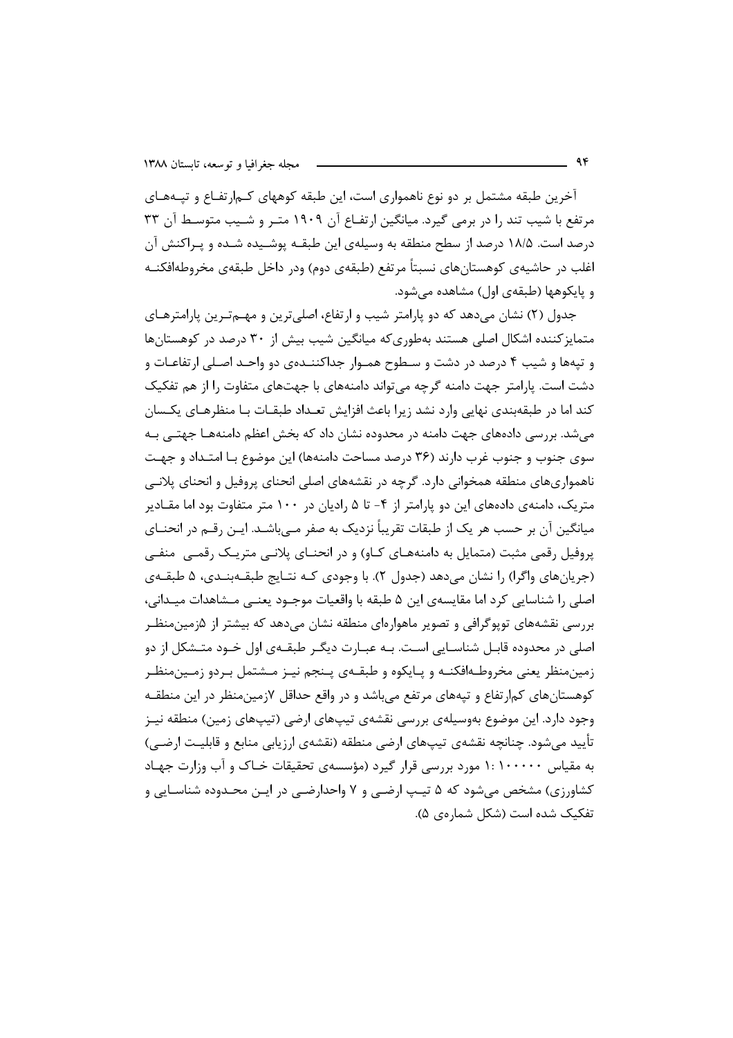آخرین طبقه مشتمل بر دو نوع ناهمواری است، این طبقه کوههای کم‌ارتفاع و تپه‌های مرتفع با شیب تند را در برمی گیرد. میانگین ارتفاع آن ۱۹۰۹ متر و شیب متوسط آن ۳۳ درصد است. ۱۸/۵ درصد از سطح منطقه به وسیله‌ی این طبقه پوشیده شده و پراکنش آن اغلب در حاشیه‌ی کوهستان‌های نسبتاً مرتفع (طبقه‌ی دوم) ودر داخل طبقه‌ی مخروطه‌افکنه و پایکوهها (طبقه‌ی اول) مشاهده می‌شود.

جدول (۲) نشان می‌دهد که دو پارامتر شیب و ارتفاع، اصلی‌ترین و مهم‌ترین پارامترهای متمایزکننده اشکال اصلی هستند به‌طوری‌که میانگین شیب بیش از ۳۰ درصد در کوهستان‌ها و تپه‌ها و شیب ۴ درصد در دشت و سطوح هموار جداکننده‌ی دو واحد اصلی ارتفاعات و دشت است. پارامتر جهت دامنه گرچه می‌تواند دامنه‌های با جهت‌های متفاوت را از هم تفکیک کند اما در طبقه‌بندی نهایی وارد نشد زیرا باعث افزایش تعداد طبقات با منظرهای یکسان می‌شد. بررسی داده‌های جهت دامنه در محدوده نشان داد که بخش اعظم دامنه‌ها جهتی به سوی جنوب و جنوب غرب دارند (۳۶ درصد مساحت دامنه‌ها) این موضوع با امتداد و جهت ناهمواری‌های منطقه همخوانی دارد. گرچه در نقشه‌های اصلی انحنای پروفیل و انحنای پلانی متریک، دامنه‌ی داده‌های این دو پارامتر از ۴- تا ۵ رادیان در ۱۰۰ متر متفاوت بود اما مقادیر میانگین آن بر حسب هر یک از طبقات تقریباً نزدیک به صفر می‌باشد. این رقم در انحنای پروفیل رقمی مثبت (متمایل به دامنه‌های کاو) و در انحنای پلانی متریک رقمی منفی (جریان‌های واگرا) را نشان می‌دهد (جدول ۲). با وجودی که نتایج طبقه‌بندی، ۵ طبقه‌ی اصلی را شناسایی کرد اما مقایسه‌ی این ۵ طبقه با واقعیات موجود یعنی مشاهدات میدانی، بررسی نقشه‌های توپوگرافی و تصویر ماهواره‌ای منطقه نشان می‌دهد که بیشتر از ۵زمین‌منظر اصلی در محدوده قابل شناسایی است. به عبارت دیگر طبقه‌ی اول خود متشکل از دو زمین‌منظر یعنی مخروطه‌افکنه و پایکوه و طبقه‌ی پنجم نیز مشتمل بردو زمین‌منظر کوهستان‌های کم‌ارتفاع و تپه‌های مرتفع می‌باشد و در واقع حداقل ۷زمین‌منظر در این منطقه وجود دارد. این موضوع به‌وسیله‌ی بررسی نقشه‌ی تیپ‌های ارضی (تیپ‌های زمین) منطقه نیز تأیید می‌شود. چنانچه نقشه‌ی تیپ‌های ارضی منطقه (نقشه‌ی ارزیابی منابع و قابلیت ارضی) به مقیاس ۱۰۰۰۰۰ :۱ مورد بررسی قرار گیرد (مؤسسه‌ی تحقیقات خاک و آب وزارت جهاد کشاورزی) مشخص می‌شود که ۵ تیپ ارضی و ۷ واحدارضی در این محدوده شناسایی و تفکیک شده است (شکل شماره‌ی ۵).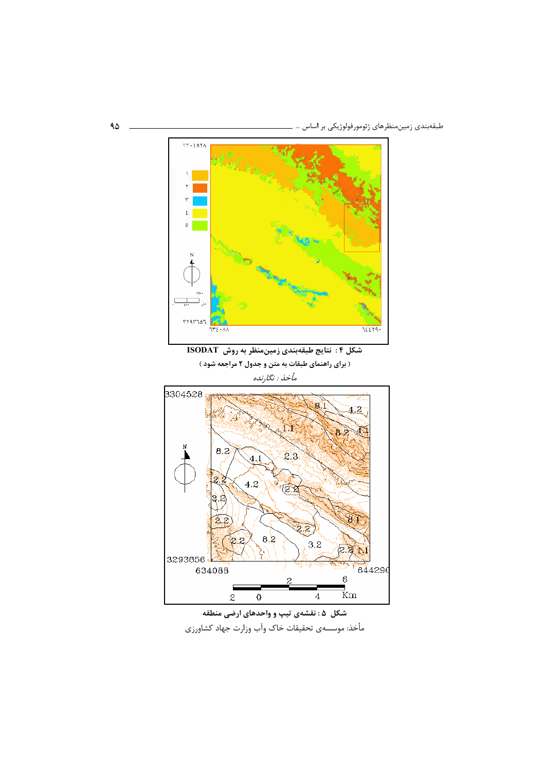شکل ۴ : نتایج طبقه‌بندی زمین‌منظر به روش ISODAT

( برای راهنمای طبقات به متن و جدول ۲ مراجعه شود )

*مأخذ : نگارنده*

شکل ۵ : نقشه‌ی تیپ و واحدهای ارضی منطقه

مأخذ: موسسه‌ی تحقیقات خاک وآب وزارت جهاد کشاورزی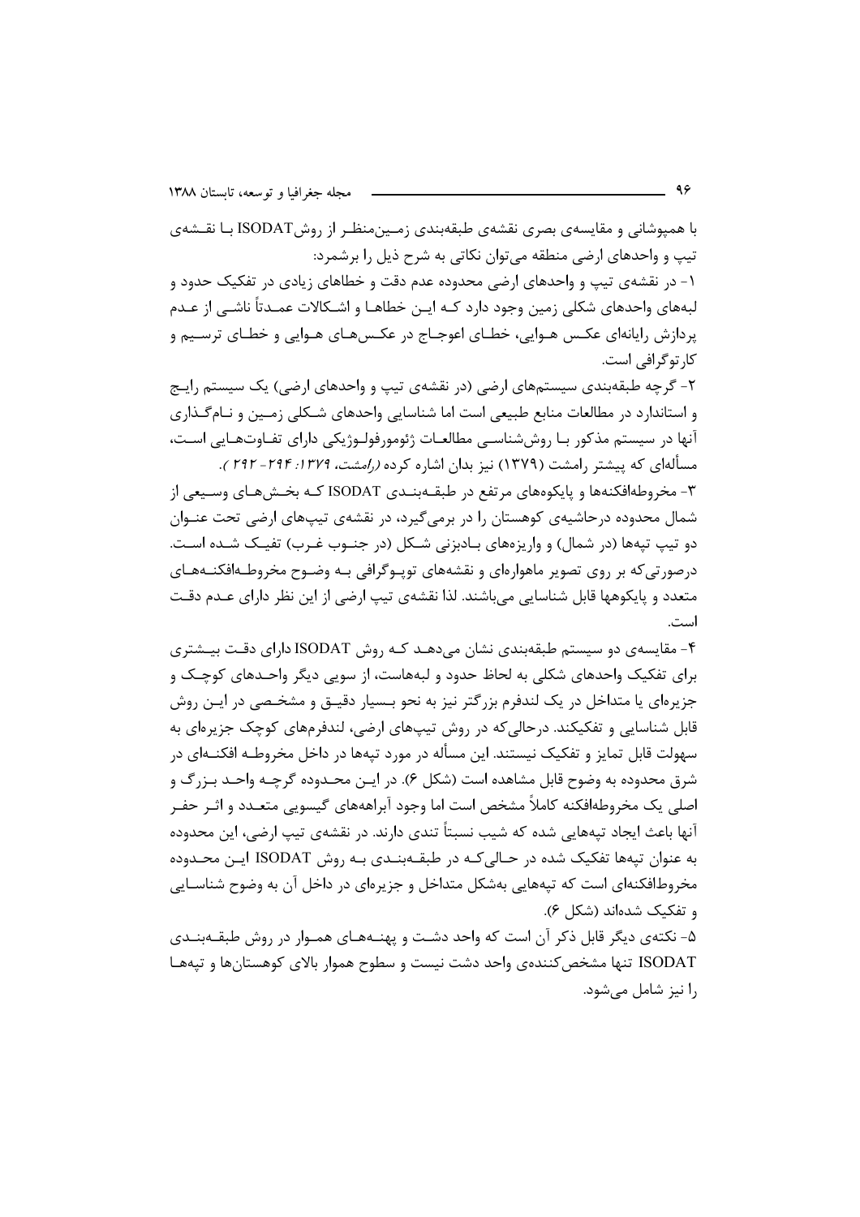با همپوشانی و مقایسه‌ی بصری نقشه‌ی طبقه‌بندی زمین‌منظر از روش ISODAT با نقشه‌ی تیپ و واحدهای ارضی منطقه می‌توان نکاتی به شرح ذیل را برشمرد:

۱- در نقشه‌ی تیپ و واحدهای ارضی محدوده عدم دقت و خطاهای زیادی در تفکیک حدود و لبه‌های واحدهای شکلی زمین وجود دارد که این خطاها و اشکالات عمدتاً ناشی از عدم پردازش رایانه‌ای عکس هوایی، خطای اعوجاج در عکس‌های هوایی و خطای ترسیم و کارتوگرافی است.

۲- گرچه طبقه‌بندی سیستم‌های ارضی (در نقشه‌ی تیپ و واحدهای ارضی) یک سیستم رایج و استاندارد در مطالعات منابع طبیعی است اما شناسایی واحدهای شکلی زمین و نام‌گذاری آنها در سیستم مذکور با روش‌شناسی مطالعات ژئومورفولوژیکی دارای تفاوت‌هایی است، مسأله‌ای که پیشتر رامشت (۱۳۷۹) نیز بدان اشاره کرده *(رامشت، ۱۳۷۹: ۲۹۴- ۲۹۲ )*.

۳- مخروطه‌افکنه‌ها و پایکوه‌های مرتفع در طبقه‌بندی ISODAT که بخش‌های وسیعی از شمال محدوده درحاشیه‌ی کوهستان را در برمی‌گیرد، در نقشه‌ی تیپ‌های ارضی تحت عنوان دو تیپ تپه‌ها (در شمال) و واریزه‌های بادبزنی شکل (در جنوب غرب) تفیک شده است. درصورتی‌که بر روی تصویر ماهواره‌ای و نقشه‌های توپوگرافی به وضوح مخروطه‌افکنه‌های متعدد و پایکوه‌ها قابل شناسایی می‌باشند. لذا نقشه‌ی تیپ ارضی از این نظر دارای عدم دقت است.

۴- مقایسه‌ی دو سیستم طبقه‌بندی نشان می‌دهد که روش ISODAT دارای دقت بیشتری برای تفکیک واحدهای شکلی به لحاظ حدود و لبه‌هاست، از سویی دیگر واحدهای کوچک و جزیره‌ای یا متداخل در یک لندفرم بزرگتر نیز به نحو بسیار دقیق و مشخصی در این روش قابل شناسایی و تفکیکند. درحالی‌که در روش تیپ‌های ارضی، لندفرم‌های کوچک جزیره‌ای به سهولت قابل تمایز و تفکیک نیستند. این مسأله در مورد تپه‌ها در داخل مخروطه افکنه‌ای در شرق محدوده به وضوح قابل مشاهده است (شکل ۶). در این محدوده گرچه واحد بزرگ و اصلی یک مخروطه‌افکنه کاملاً مشخص است اما وجود آبراهه‌های گیسویی متعدد و اثر حفر آنها باعث ایجاد تپه‌هایی شده که شیب نسبتاً تندی دارند. در نقشه‌ی تیپ ارضی، این محدوده به عنوان تپه‌ها تفکیک شده در حالی‌که در طبقه‌بندی به روش ISODAT این محدوده مخروطافکنه‌ای است که تپه‌هایی به‌شکل متداخل و جزیره‌ای در داخل آن به وضوح شناسایی و تفکیک شده‌اند (شکل ۶).

۵- نکته‌ی دیگر قابل ذکر آن است که واحد دشت و پهنه‌های هموار در روش طبقه‌بندی ISODAT تنها مشخص‌کننده‌ی واحد دشت نیست و سطوح هموار بالای کوهستان‌ها و تپه‌ها را نیز شامل می‌شود.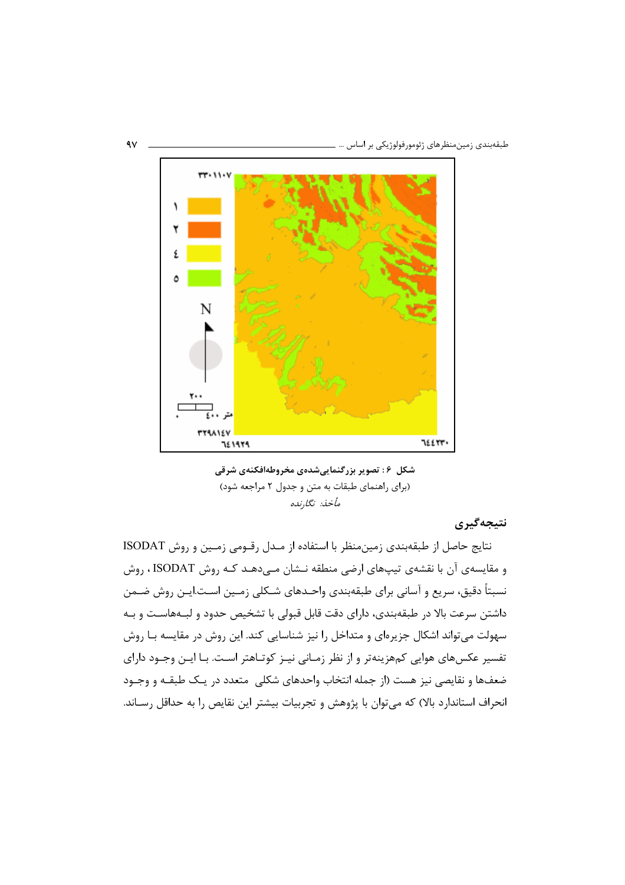**شکل ۶ : تصویر بزرگنمایی‌شده‌ی مخروطه‌افکنه‌ی شرقی**

(برای راهنمای طبقات به متن و جدول ۲ مراجعه شود)

*مأخذ: نگارنده*

## نتیجه‌گیری

نتایج حاصل از طبقه‌بندی زمین‌منظر با استفاده از مدل رقومی زمین و روش ISODAT و مقایسه‌ی آن با نقشه‌ی تیپهای ارضی منطقه نشان می‌دهد که روش ISODAT ، روش نسبتاً دقیق، سریع و آسانی برای طبقه‌بندی واحدهای شکلی زمین است.این روش ضمن داشتن سرعت بالا در طبقه‌بندی، دارای دقت قابل قبولی با تشخیص حدود و لبه‌هاست و به سهولت می‌تواند اشکال جزیره‌ای و متداخل را نیز شناسایی کند. این روش در مقایسه با روش تفسیر عکس‌های هوایی کم‌هزینه‌تر و از نظر زمانی نیز کوتاهتر است. با این وجود دارای ضعف‌ها و نقایصی نیز هست (از جمله انتخاب واحدهای شکلی متعدد در یک طبقه و وجود انحراف استاندارد بالا) که می‌توان با پژوهش و تجربیات بیشتر این نقایص را به حداقل رساند.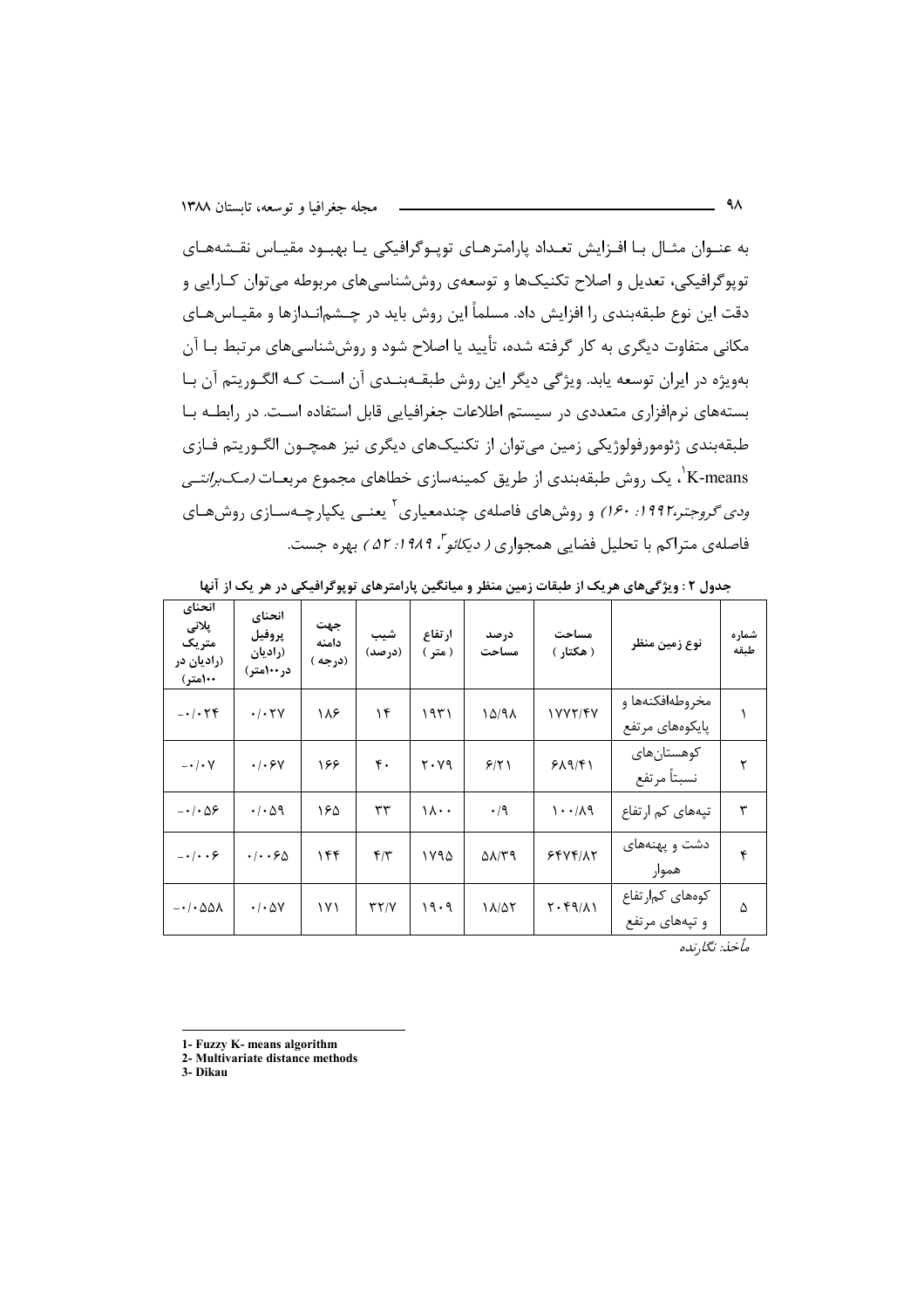به عنـوان مثـال بـا افـزایش تعـداد پارامترهـای توپـوگرافیکی یـا بهبـود مقیـاس نقـشه‌هـای توپوگرافیکی، تعدیل و اصلاح تکنیک‌ها و توسعه‌ی روش‌شناسی‌های مربوطه می‌توان کـارایی و دقت این نوع طبقه‌بندی را افزایش داد. مسلماً این روش باید در چـشم‌انـدازها و مقیـاس‌هـای مکانی متفاوت دیگری به کار گرفته شده، تأیید یا اصلاح شود و روش‌شناسی‌های مرتبط بـا آن به‌ویژه در ایران توسعه یابد. ویژگی دیگر این روش طبقـه‌بنـدی آن اسـت کـه الگـوریتم آن بـا بسته‌های نرم‌افزاری متعددی در سیستم اطلاعات جغرافیایی قابل استفاده اسـت. در رابطـه بـا طبقه‌بندی ژئومورفولوژیکی زمین می‌توان از تکنیک‌های دیگری نیز همچـون الگـوریتم فـازی K-means[1]، یک روش طبقه‌بندی کمینه‌سازی خطاهای مجموع مربعـات *(مـک‌براتنـی ودی‌گروجتر، ۱۹۹۲: ۱۶۰)* و روش‌های فاصله‌ی چندمعیاری[2] یعنـی یکپارچـه‌سـازی روش‌هـای فاصله‌ی متراکم با تحلیل فضایی همجواری *( دیکائو[3]، ۱۹۸۹: ۵۲ )* بهره جست.

**جدول ۲ : ویژگی‌های هریک از طبقات زمین منظر و میانگین پارامترهای توپوگرافیکی در هر یک از آنها**

| شماره طبقه | نوع زمین منظر | مساحت (هکتار) | درصد مساحت | ارتفاع (متر) | شیب (درصد) | جهت دامنه (درجه) | انحنای پروفیل (رادیان در ۱۰۰متر) | انحنای پلانی متریک (رادیان در ۱۰۰متر) |
|---|---|---|---|---|---|---|---|---|
| ۱ | مخروطه‌افکنه‌ها و پایکوه‌های مرتفع | ۱۷۷۲/۴۷ | ۱۵/۹۸ | ۱۹۳۱ | ۱۴ | ۱۸۶ | ۰/۰۲۷ | -۰/۰۲۴ |
| ۲ | کوهستان‌های نسبتاً مرتفع | ۶۸۹/۴۱ | ۶/۲۱ | ۲۰۷۹ | ۴۰ | ۱۶۶ | ۰/۰۶۷ | -۰/۰۷ |
| ۳ | تپه‌های کم ارتفاع | ۱۰۰/۸۹ | ۰/۹ | ۱۸۰۰ | ۳۳ | ۱۶۵ | ۰/۰۵۹ | -۰/۰۵۶ |
| ۴ | دشت و پهنه‌های هموار | ۶۴۷۴/۸۲ | ۵۸/۳۹ | ۱۷۹۵ | ۴/۳ | ۱۴۴ | ۰/۰۰۶۵ | -۰/۰۰۶ |
| ۵ | کوه‌های کم‌ارتفاع و تپه‌های مرتفع | ۲۰۴۹/۸۱ | ۱۸/۵۲ | ۱۹۰۹ | ۳۲/۷ | ۱۷۱ | ۰/۰۵۷ | -۰/۰۵۵۸ |

*مأخذ: نگارنده*

---

1- Fuzzy K- means algorithm
2- Multivariate distance methods
3- Dikau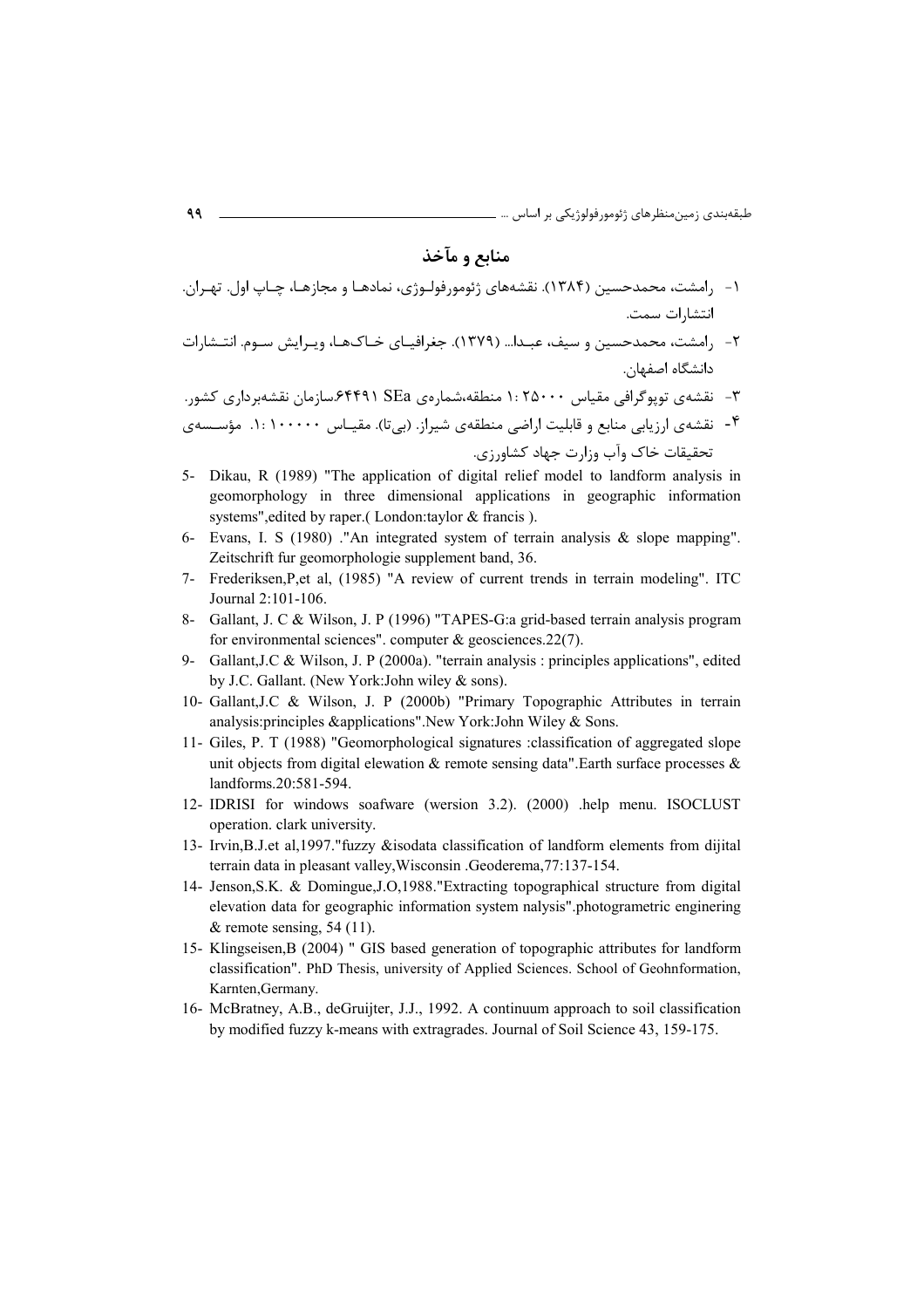## منابع و مآخذ

۱- رامشت، محمدحسین (۱۳۸۴). نقشه‌های ژئومورفولوژی، نمادها و مجازها، چاپ اول. تهران. انتشارات سمت.

۲- رامشت، محمدحسین و سیف، عبدا... (۱۳۷۹). جغرافیای خاک‌ها، ویرایش سوم. انتشارات دانشگاه اصفهان.

۳- نقشه‌ی توپوگرافی مقیاس ۱:۲۵۰۰۰ منطقه،شماره‌ی SEa ۶۴۴۹۱،سازمان نقشه‌برداری کشور.

۴- نقشه‌ی ارزیابی منابع و قابلیت اراضی منطقه‌ی شیراز. (بی‌تا). مقیاس ۱:۱۰۰۰۰۰. مؤسسه‌ی تحقیقات خاک وآب وزارت جهاد کشاورزی.

5- Dikau, R (1989) "The application of digital relief model to landform analysis in geomorphology in three dimensional applications in geographic information systems",edited by raper.( London:taylor & francis ).

6- Evans, I. S (1980) ."An integrated system of terrain analysis & slope mapping". Zeitschrift fur geomorphologie supplement band, 36.

7- Frederiksen,P,et al, (1985) "A review of current trends in terrain modeling". ITC Journal 2:101-106.

8- Gallant, J. C & Wilson, J. P (1996) "TAPES-G:a grid-based terrain analysis program for environmental sciences". computer & geosciences.22(7).

9- Gallant,J.C & Wilson, J. P (2000a). "terrain analysis : principles applications", edited by J.C. Gallant. (New York:John wiley & sons).

10- Gallant,J.C & Wilson, J. P (2000b) "Primary Topographic Attributes in terrain analysis:principles &applications".New York:John Wiley & Sons.

11- Giles, P. T (1988) "Geomorphological signatures :classification of aggregated slope unit objects from digital elewation & remote sensing data".Earth surface processes & landforms.20:581-594.

12- IDRISI for windows soafware (wersion 3.2). (2000) .help menu. ISOCLUST operation. clark university.

13- Irvin,B.J.et al,1997."fuzzy &isodata classification of landform elements from dijital terrain data in pleasant valley,Wisconsin .Geoderema,77:137-154.

14- Jenson,S.K. & Domingue,J.O,1988."Extracting topographical structure from digital elevation data for geographic information system nalysis".photogrametric enginering & remote sensing, 54 (11).

15- Klingseisen,B (2004) " GIS based generation of topographic attributes for landform classification". PhD Thesis, university of Applied Sciences. School of Geohnformation, Karnten,Germany.

16- McBratney, A.B., deGruijter, J.J., 1992. A continuum approach to soil classification by modified fuzzy k-means with extragrades. Journal of Soil Science 43, 159-175.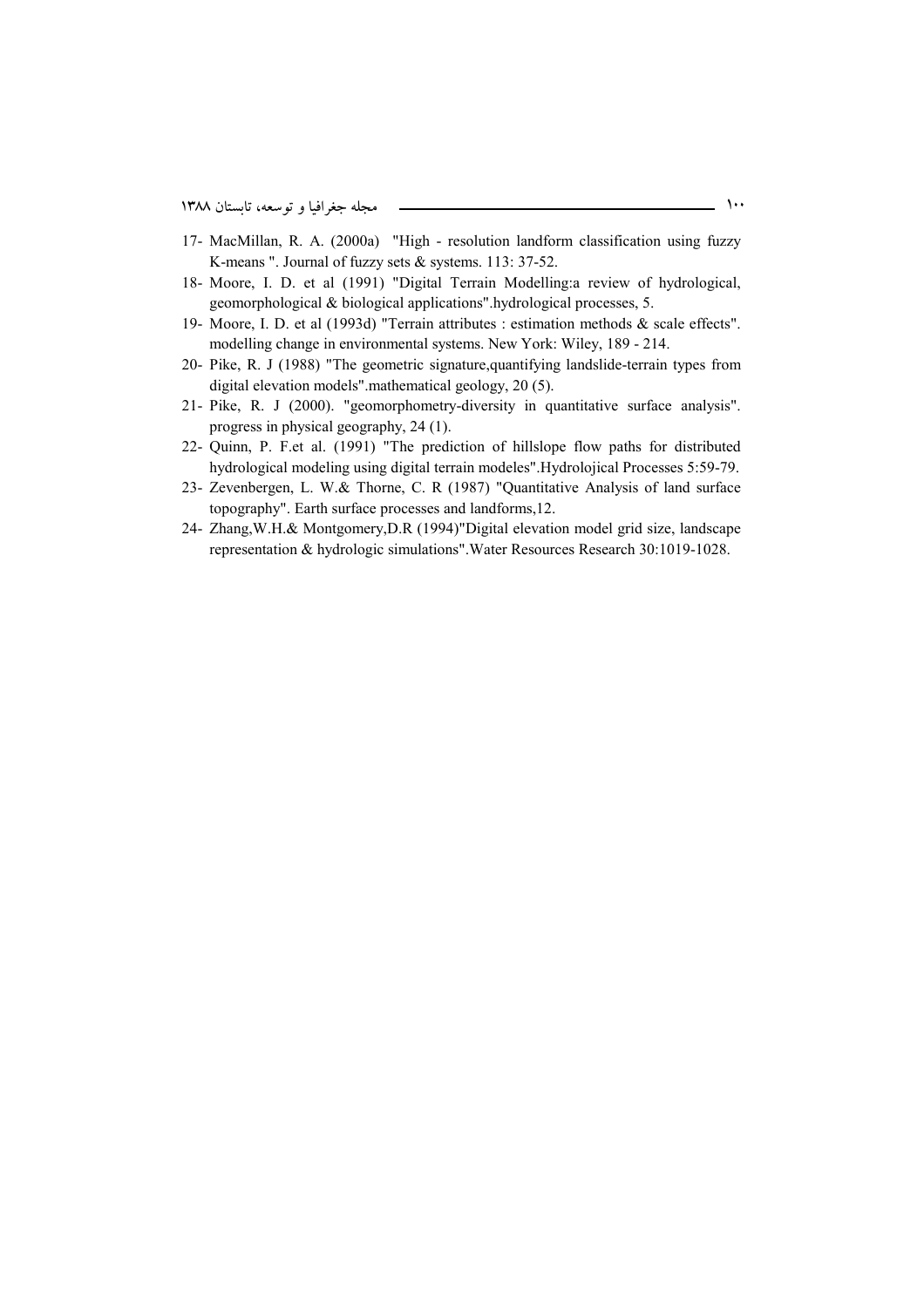17- MacMillan, R. A. (2000a) "High - resolution landform classification using fuzzy K-means ". Journal of fuzzy sets & systems. 113: 37-52.

18- Moore, I. D. et al (1991) "Digital Terrain Modelling:a review of hydrological, geomorphological & biological applications".hydrological processes, 5.

19- Moore, I. D. et al (1993d) "Terrain attributes : estimation methods & scale effects". modelling change in environmental systems. New York: Wiley, 189 - 214.

20- Pike, R. J (1988) "The geometric signature,quantifying landslide-terrain types from digital elevation models".mathematical geology, 20 (5).

21- Pike, R. J (2000). "geomorphometry-diversity in quantitative surface analysis". progress in physical geography, 24 (1).

22- Quinn, P. F.et al. (1991) "The prediction of hillslope flow paths for distributed hydrological modeling using digital terrain modeles".Hydrolojical Processes 5:59-79.

23- Zevenbergen, L. W.& Thorne, C. R (1987) "Quantitative Analysis of land surface topography". Earth surface processes and landforms,12.

24- Zhang,W.H.& Montgomery,D.R (1994)"Digital elevation model grid size, landscape representation & hydrologic simulations".Water Resources Research 30:1019-1028.